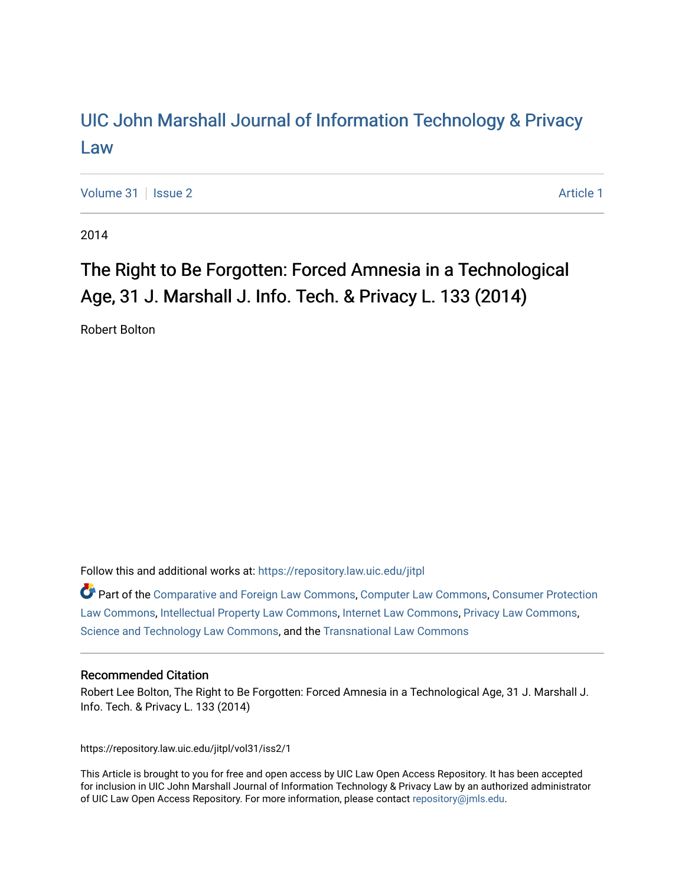# UIC John Marshall Journal of Information Technology & Privacy Law

Volume 31 | Issue 2 | Article 1

2014

## The Right to Be Forgotten: Forced Amnesia in a Technological Age, 31 J. Marshall J. Info. Tech. & Privacy L. 133 (2014)

Robert Bolton

Follow this and additional works at: https://repository.law.uic.edu/jitpl

Part of the Comparative and Foreign Law Commons, Computer Law Commons, Consumer Protection Law Commons, Intellectual Property Law Commons, Internet Law Commons, Privacy Law Commons, Science and Technology Law Commons, and the Transnational Law Commons

### Recommended Citation

Robert Lee Bolton, The Right to Be Forgotten: Forced Amnesia in a Technological Age, 31 J. Marshall J. Info. Tech. & Privacy L. 133 (2014)

https://repository.law.uic.edu/jitpl/vol31/iss2/1

This Article is brought to you for free and open access by UIC Law Open Access Repository. It has been accepted for inclusion in UIC John Marshall Journal of Information Technology & Privacy Law by an authorized administrator of UIC Law Open Access Repository. For more information, please contact repository@jmls.edu.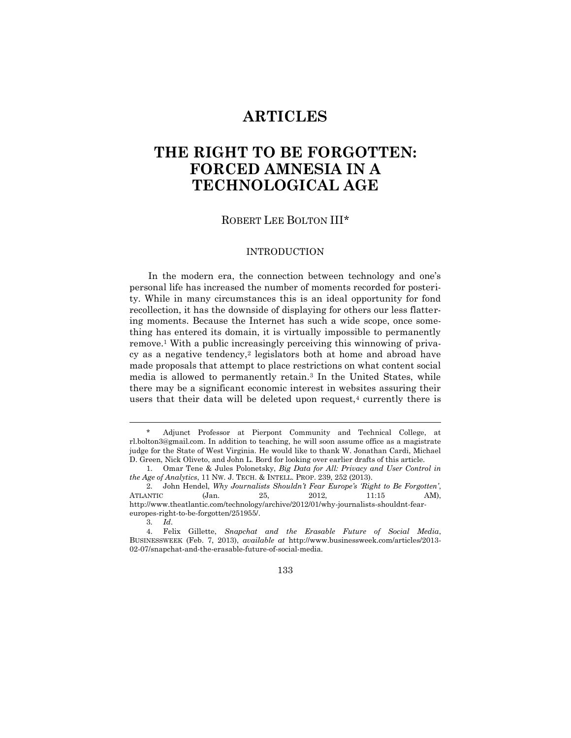# ARTICLES

# THE RIGHT TO BE FORGOTTEN: FORCED AMNESIA IN A TECHNOLOGICAL AGE

ROBERT LEE BOLTON III*

## INTRODUCTION

In the modern era, the connection between technology and one's personal life has increased the number of moments recorded for posterity. While in many circumstances this is an ideal opportunity for fond recollection, it has the downside of displaying for others our less flattering moments. Because the Internet has such a wide scope, once something has entered its domain, it is virtually impossible to permanently remove.[1] With a public increasingly perceiving this winnowing of privacy as a negative tendency,[2] legislators both at home and abroad have made proposals that attempt to place restrictions on what content social media is allowed to permanently retain.[3] In the United States, while there may be a significant economic interest in websites assuring their users that their data will be deleted upon request,[4] currently there is

---

\* Adjunct Professor at Pierpont Community and Technical College, at rl.bolton3@gmail.com. In addition to teaching, he will soon assume office as a magistrate judge for the State of West Virginia. He would like to thank W. Jonathan Cardi, Michael D. Green, Nick Oliveto, and John L. Bord for looking over earlier drafts of this article.

1. Omar Tene & Jules Polonetsky, *Big Data for All: Privacy and User Control in the Age of Analytics*, 11 NW. J. TECH. & INTELL. PROP. 239, 252 (2013).

2. John Hendel, *Why Journalists Shouldn't Fear Europe's 'Right to Be Forgotten'*, ATLANTIC (Jan. 25, 2012, 11:15 AM), http://www.theatlantic.com/technology/archive/2012/01/why-journalists-shouldnt-fear-europes-right-to-be-forgotten/251955/.

3. *Id*.

4. Felix Gillette, *Snapchat and the Erasable Future of Social Media*, BUSINESSWEEK (Feb. 7, 2013), *available at* http://www.businessweek.com/articles/2013-02-07/snapchat-and-the-erasable-future-of-social-media.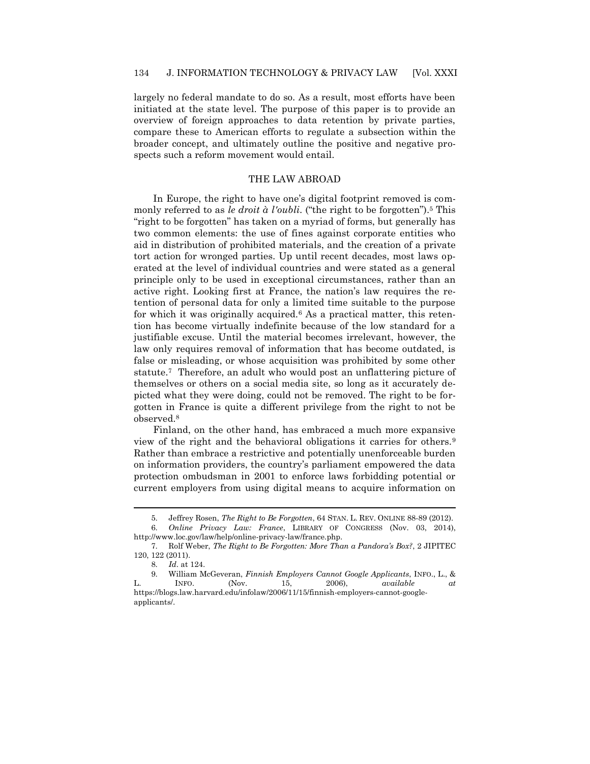largely no federal mandate to do so. As a result, most efforts have been initiated at the state level. The purpose of this paper is to provide an overview of foreign approaches to data retention by private parties, compare these to American efforts to regulate a subsection within the broader concept, and ultimately outline the positive and negative prospects such a reform movement would entail.

## THE LAW ABROAD

In Europe, the right to have one's digital footprint removed is commonly referred to as *le droit à l'oubli.* ("the right to be forgotten").[5] This "right to be forgotten" has taken on a myriad of forms, but generally has two common elements: the use of fines against corporate entities who aid in distribution of prohibited materials, and the creation of a private tort action for wronged parties. Up until recent decades, most laws operated at the level of individual countries and were stated as a general principle only to be used in exceptional circumstances, rather than an active right. Looking first at France, the nation's law requires the retention of personal data for only a limited time suitable to the purpose for which it was originally acquired.[6] As a practical matter, this retention has become virtually indefinite because of the low standard for a justifiable excuse. Until the material becomes irrelevant, however, the law only requires removal of information that has become outdated, is false or misleading, or whose acquisition was prohibited by some other statute.[7] Therefore, an adult who would post an unflattering picture of themselves or others on a social media site, so long as it accurately depicted what they were doing, could not be removed. The right to be forgotten in France is quite a different privilege from the right to not be observed.[8]

Finland, on the other hand, has embraced a much more expansive view of the right and the behavioral obligations it carries for others.[9] Rather than embrace a restrictive and potentially unenforceable burden on information providers, the country's parliament empowered the data protection ombudsman in 2001 to enforce laws forbidding potential or current employers from using digital means to acquire information on

---

5. Jeffrey Rosen, *The Right to Be Forgotten*, 64 STAN. L. REV. ONLINE 88-89 (2012).

6. *Online Privacy Law: France*, LIBRARY OF CONGRESS (Nov. 03, 2014), http://www.loc.gov/law/help/online-privacy-law/france.php.

7. Rolf Weber, *The Right to Be Forgotten: More Than a Pandora's Box?*, 2 JIPITEC 120, 122 (2011).

8. *Id*. at 124.

9. William McGeveran, *Finnish Employers Cannot Google Applicants*, INFO., L., & L. INFO. (Nov. 15, 2006), *available at* https://blogs.law.harvard.edu/infolaw/2006/11/15/finnish-employers-cannot-google-applicants/.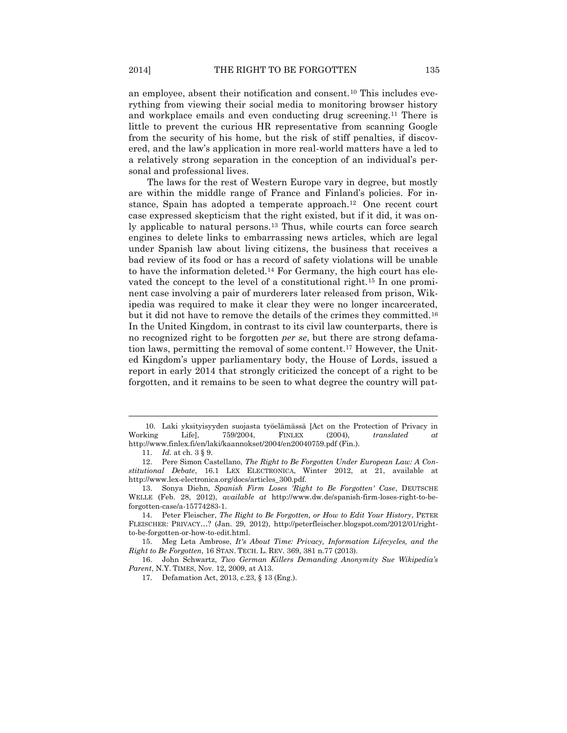an employee, absent their notification and consent.[10] This includes everything from viewing their social media to monitoring browser history and workplace emails and even conducting drug screening.[11] There is little to prevent the curious HR representative from scanning Google from the security of his home, but the risk of stiff penalties, if discovered, and the law's application in more real-world matters have a led to a relatively strong separation in the conception of an individual's personal and professional lives.

The laws for the rest of Western Europe vary in degree, but mostly are within the middle range of France and Finland's policies. For instance, Spain has adopted a temperate approach.[12] One recent court case expressed skepticism that the right existed, but if it did, it was only applicable to natural persons.[13] Thus, while courts can force search engines to delete links to embarrassing news articles, which are legal under Spanish law about living citizens, the business that receives a bad review of its food or has a record of safety violations will be unable to have the information deleted.[14] For Germany, the high court has elevated the concept to the level of a constitutional right.[15] In one prominent case involving a pair of murderers later released from prison, Wikipedia was required to make it clear they were no longer incarcerated, but it did not have to remove the details of the crimes they committed.[16] In the United Kingdom, in contrast to its civil law counterparts, there is no recognized right to be forgotten *per se*, but there are strong defamation laws, permitting the removal of some content.[17] However, the United Kingdom's upper parliamentary body, the House of Lords, issued a report in early 2014 that strongly criticized the concept of a right to be forgotten, and it remains to be seen to what degree the country will pat-

---

10. Laki yksityisyyden suojasta työelämässä [Act on the Protection of Privacy in Working Life], 759/2004, FINLEX (2004), *translated at* http://www.finlex.fi/en/laki/kaannokset/2004/en20040759.pdf (Fin.).

11. *Id.* at ch. 3 § 9.

12. Pere Simon Castellano, *The Right to Be Forgotten Under European Law: A Constitutional Debate*, 16.1 LEX ELECTRONICA, Winter 2012, at 21, available at http://www.lex-electronica.org/docs/articles_300.pdf.

13. Sonya Diehn, *Spanish Firm Loses 'Right to Be Forgotten' Case*, DEUTSCHE WELLE (Feb. 28, 2012), *available at* http://www.dw.de/spanish-firm-loses-right-to-be-forgotten-case/a-15774283-1.

14. Peter Fleischer, *The Right to Be Forgotten, or How to Edit Your History*, PETER FLEISCHER: PRIVACY…? (Jan. 29, 2012), http://peterfleischer.blogspot.com/2012/01/right-to-be-forgotten-or-how-to-edit.html.

15. Meg Leta Ambrose, *It's About Time: Privacy, Information Lifecycles, and the Right to Be Forgotten*, 16 STAN. TECH. L. REV. 369, 381 n.77 (2013).

16. John Schwartz, *Two German Killers Demanding Anonymity Sue Wikipedia's Parent*, N.Y. TIMES, Nov. 12, 2009, at A13.

17. Defamation Act, 2013, c.23, § 13 (Eng.).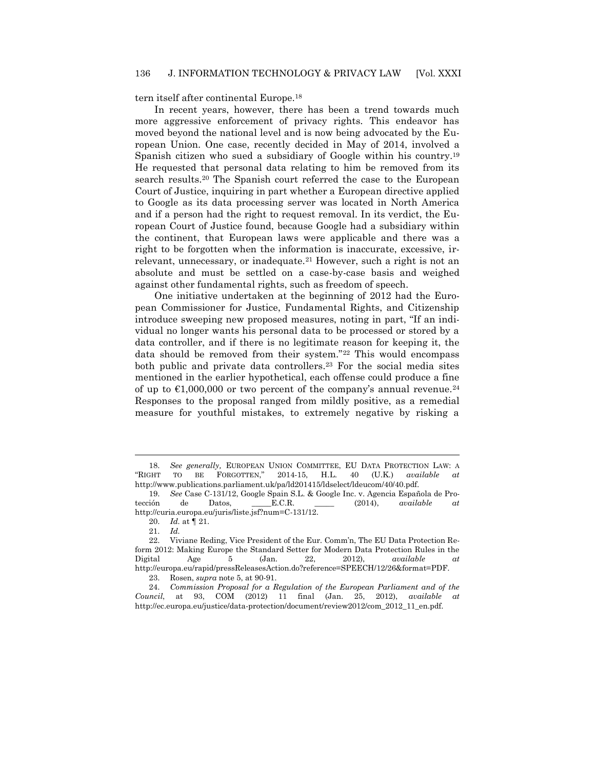tern itself after continental Europe.[18]

In recent years, however, there has been a trend towards much more aggressive enforcement of privacy rights. This endeavor has moved beyond the national level and is now being advocated by the European Union. One case, recently decided in May of 2014, involved a Spanish citizen who sued a subsidiary of Google within his country.[19] He requested that personal data relating to him be removed from its search results.[20] The Spanish court referred the case to the European Court of Justice, inquiring in part whether a European directive applied to Google as its data processing server was located in North America and if a person had the right to request removal. In its verdict, the European Court of Justice found, because Google had a subsidiary within the continent, that European laws were applicable and there was a right to be forgotten when the information is inaccurate, excessive, irrelevant, unnecessary, or inadequate.[21] However, such a right is not an absolute and must be settled on a case-by-case basis and weighed against other fundamental rights, such as freedom of speech.

One initiative undertaken at the beginning of 2012 had the European Commissioner for Justice, Fundamental Rights, and Citizenship introduce sweeping new proposed measures, noting in part, "If an individual no longer wants his personal data to be processed or stored by a data controller, and if there is no legitimate reason for keeping it, the data should be removed from their system."[22] This would encompass both public and private data controllers.[23] For the social media sites mentioned in the earlier hypothetical, each offense could produce a fine of up to €1,000,000 or two percent of the company's annual revenue.[24] Responses to the proposal ranged from mildly positive, as a remedial measure for youthful mistakes, to extremely negative by risking a

---

18. *See generally,* EUROPEAN UNION COMMITTEE, EU DATA PROTECTION LAW: A "RIGHT TO BE FORGOTTEN," 2014-15, H.L. 40 (U.K.) *available at* http://www.publications.parliament.uk/pa/ld201415/ldselect/ldeucom/40/40.pdf.

19. *See* Case C-131/12, Google Spain S.L. & Google Inc. v. Agencia Española de Protección de Datos, \_\_\_\_\_E.C.R. \_\_\_\_\_ (2014), *available at* http://curia.europa.eu/juris/liste.jsf?num=C-131/12.

20. *Id.* at ¶ 21.

21. *Id.*

22. Viviane Reding, Vice President of the Eur. Comm'n, The EU Data Protection Reform 2012: Making Europe the Standard Setter for Modern Data Protection Rules in the Digital Age 5 (Jan. 22, 2012), *available at* http://europa.eu/rapid/pressReleasesAction.do?reference=SPEECH/12/26&format=PDF.

23. Rosen, *supra* note 5, at 90-91.

24. *Commission Proposal for a Regulation of the European Parliament and of the Council*, at 93, COM (2012) 11 final (Jan. 25, 2012), *available at* http://ec.europa.eu/justice/data-protection/document/review2012/com_2012_11_en.pdf.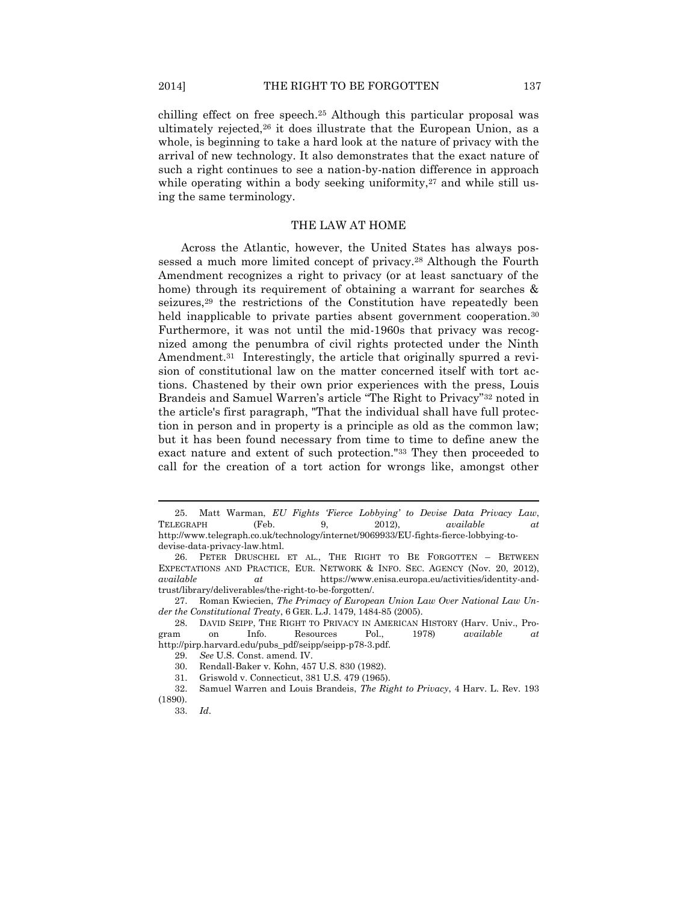chilling effect on free speech.[25] Although this particular proposal was ultimately rejected,[26] it does illustrate that the European Union, as a whole, is beginning to take a hard look at the nature of privacy with the arrival of new technology. It also demonstrates that the exact nature of such a right continues to see a nation-by-nation difference in approach while operating within a body seeking uniformity,[27] and while still using the same terminology.

## THE LAW AT HOME

Across the Atlantic, however, the United States has always possessed a much more limited concept of privacy.[28] Although the Fourth Amendment recognizes a right to privacy (or at least sanctuary of the home) through its requirement of obtaining a warrant for searches & seizures,[29] the restrictions of the Constitution have repeatedly been held inapplicable to private parties absent government cooperation.[30] Furthermore, it was not until the mid-1960s that privacy was recognized among the penumbra of civil rights protected under the Ninth Amendment.[31] Interestingly, the article that originally spurred a revision of constitutional law on the matter concerned itself with tort actions. Chastened by their own prior experiences with the press, Louis Brandeis and Samuel Warren's article "The Right to Privacy"[32] noted in the article's first paragraph, "That the individual shall have full protection in person and in property is a principle as old as the common law; but it has been found necessary from time to time to define anew the exact nature and extent of such protection."[33] They then proceeded to call for the creation of a tort action for wrongs like, amongst other

---

25. Matt Warman, *EU Fights 'Fierce Lobbying' to Devise Data Privacy Law*, TELEGRAPH (Feb. 9, 2012), *available at* http://www.telegraph.co.uk/technology/internet/9069933/EU-fights-fierce-lobbying-to-devise-data-privacy-law.html.

26. PETER DRUSCHEL ET AL., THE RIGHT TO BE FORGOTTEN – BETWEEN EXPECTATIONS AND PRACTICE, EUR. NETWORK & INFO. SEC. AGENCY (Nov. 20, 2012), *available at* https://www.enisa.europa.eu/activities/identity-and-trust/library/deliverables/the-right-to-be-forgotten/.

27. Roman Kwiecien, *The Primacy of European Union Law Over National Law Under the Constitutional Treaty*, 6 GER. L.J. 1479, 1484-85 (2005).

28. DAVID SEIPP, THE RIGHT TO PRIVACY IN AMERICAN HISTORY (Harv. Univ., Program on Info. Resources Pol., 1978) *available at* http://pirp.harvard.edu/pubs_pdf/seipp/seipp-p78-3.pdf.

29. *See* U.S. Const. amend. IV.

30. Rendall-Baker v. Kohn, 457 U.S. 830 (1982).

31. Griswold v. Connecticut, 381 U.S. 479 (1965).

32. Samuel Warren and Louis Brandeis, *The Right to Privacy*, 4 Harv. L. Rev. 193 (1890).

33. *Id*.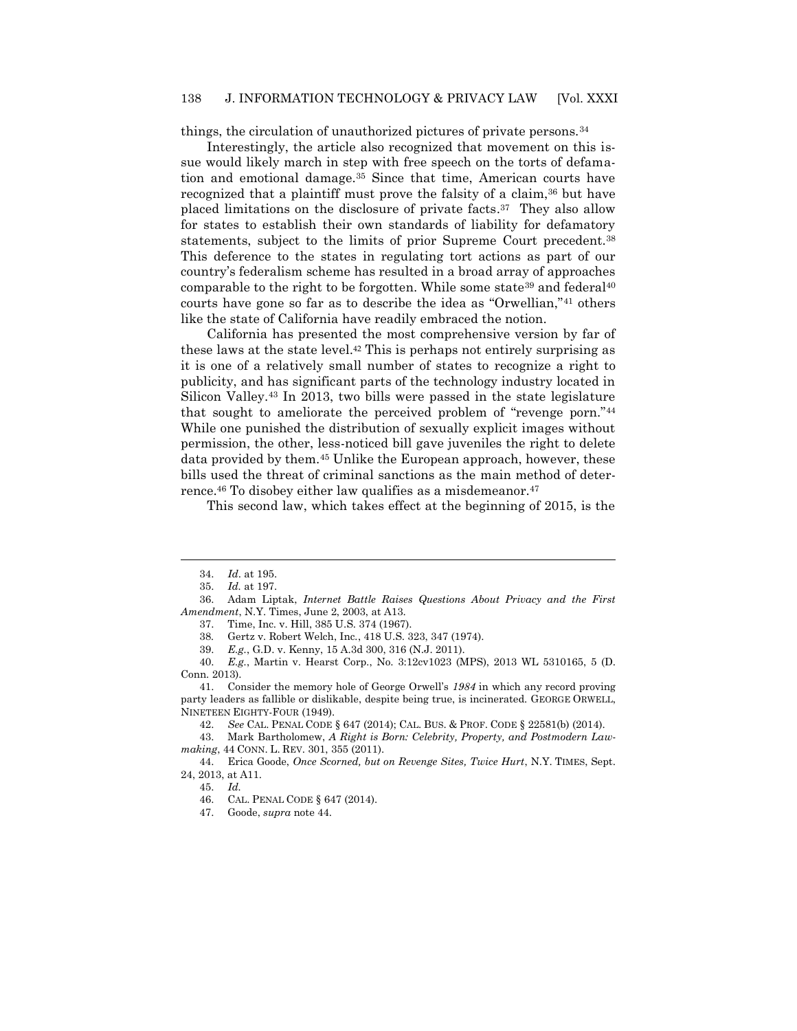things, the circulation of unauthorized pictures of private persons.[34]

Interestingly, the article also recognized that movement on this issue would likely march in step with free speech on the torts of defamation and emotional damage.[35] Since that time, American courts have recognized that a plaintiff must prove the falsity of a claim,[36] but have placed limitations on the disclosure of private facts.[37] They also allow for states to establish their own standards of liability for defamatory statements, subject to the limits of prior Supreme Court precedent.[38] This deference to the states in regulating tort actions as part of our country's federalism scheme has resulted in a broad array of approaches comparable to the right to be forgotten. While some state[39] and federal[40] courts have gone so far as to describe the idea as "Orwellian,"[41] others like the state of California have readily embraced the notion.

California has presented the most comprehensive version by far of these laws at the state level.[42] This is perhaps not entirely surprising as it is one of a relatively small number of states to recognize a right to publicity, and has significant parts of the technology industry located in Silicon Valley.[43] In 2013, two bills were passed in the state legislature that sought to ameliorate the perceived problem of "revenge porn."[44] While one punished the distribution of sexually explicit images without permission, the other, less-noticed bill gave juveniles the right to delete data provided by them.[45] Unlike the European approach, however, these bills used the threat of criminal sanctions as the main method of deterrence.[46] To disobey either law qualifies as a misdemeanor.[47]

This second law, which takes effect at the beginning of 2015, is the

---

34. *Id.* at 195.

35. *Id.* at 197.

36. Adam Liptak, *Internet Battle Raises Questions About Privacy and the First Amendment*, N.Y. Times, June 2, 2003, at A13.

37. Time, Inc. v. Hill, 385 U.S. 374 (1967).

38. Gertz v. Robert Welch, Inc., 418 U.S. 323, 347 (1974).

39. *E.g.*, G.D. v. Kenny, 15 A.3d 300, 316 (N.J. 2011).

40. *E.g.*, Martin v. Hearst Corp., No. 3:12cv1023 (MPS), 2013 WL 5310165, 5 (D. Conn. 2013).

41. Consider the memory hole of George Orwell's *1984* in which any record proving party leaders as fallible or dislikable, despite being true, is incinerated. GEORGE ORWELL, NINETEEN EIGHTY-FOUR (1949).

42. *See* CAL. PENAL CODE § 647 (2014); CAL. BUS. & PROF. CODE § 22581(b) (2014).

43. Mark Bartholomew, *A Right is Born: Celebrity, Property, and Postmodern Lawmaking*, 44 CONN. L. REV. 301, 355 (2011).

44. Erica Goode, *Once Scorned, but on Revenge Sites, Twice Hurt*, N.Y. TIMES, Sept. 24, 2013, at A11.

45. *Id.*

46. CAL. PENAL CODE § 647 (2014).

47. Goode, *supra* note 44.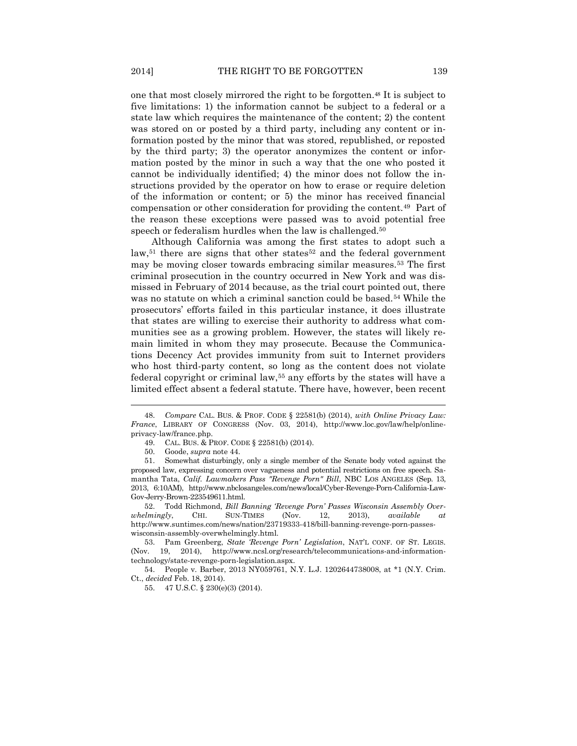one that most closely mirrored the right to be forgotten.[48] It is subject to five limitations: 1) the information cannot be subject to a federal or a state law which requires the maintenance of the content; 2) the content was stored on or posted by a third party, including any content or information posted by the minor that was stored, republished, or reposted by the third party; 3) the operator anonymizes the content or information posted by the minor in such a way that the one who posted it cannot be individually identified; 4) the minor does not follow the instructions provided by the operator on how to erase or require deletion of the information or content; or 5) the minor has received financial compensation or other consideration for providing the content.[49] Part of the reason these exceptions were passed was to avoid potential free speech or federalism hurdles when the law is challenged.[50]

Although California was among the first states to adopt such a law,[51] there are signs that other states[52] and the federal government may be moving closer towards embracing similar measures.[53] The first criminal prosecution in the country occurred in New York and was dismissed in February of 2014 because, as the trial court pointed out, there was no statute on which a criminal sanction could be based.[54] While the prosecutors' efforts failed in this particular instance, it does illustrate that states are willing to exercise their authority to address what communities see as a growing problem. However, the states will likely remain limited in whom they may prosecute. Because the Communications Decency Act provides immunity from suit to Internet providers who host third-party content, so long as the content does not violate federal copyright or criminal law,[55] any efforts by the states will have a limited effect absent a federal statute. There have, however, been recent

---

48. *Compare* CAL. BUS. & PROF. CODE § 22581(b) (2014), *with Online Privacy Law: France*, LIBRARY OF CONGRESS (Nov. 03, 2014), http://www.loc.gov/law/help/online-privacy-law/france.php.

49. CAL. BUS. & PROF. CODE § 22581(b) (2014).

50. Goode, *supra* note 44.

51. Somewhat disturbingly, only a single member of the Senate body voted against the proposed law, expressing concern over vagueness and potential restrictions on free speech. Samantha Tata, *Calif. Lawmakers Pass "Revenge Porn" Bill*, NBC LOS ANGELES (Sep. 13, 2013, 6:10AM), http://www.nbclosangeles.com/news/local/Cyber-Revenge-Porn-California-Law-Gov-Jerry-Brown-223549611.html.

52. Todd Richmond, *Bill Banning 'Revenge Porn' Passes Wisconsin Assembly Overwhelmingly*, CHI. SUN-TIMES (Nov. 12, 2013), *available at* http://www.suntimes.com/news/nation/23719333-418/bill-banning-revenge-porn-passes-wisconsin-assembly-overwhelmingly.html.

53. Pam Greenberg, *State 'Revenge Porn' Legislation*, NAT'L CONF. OF ST. LEGIS. (Nov. 19, 2014), http://www.ncsl.org/research/telecommunications-and-information-technology/state-revenge-porn-legislation.aspx.

54. People v. Barber, 2013 NY059761, N.Y. L.J. 1202644738008, at *1 (N.Y. Crim. Ct., *decided* Feb. 18, 2014).

55. 47 U.S.C. § 230(e)(3) (2014).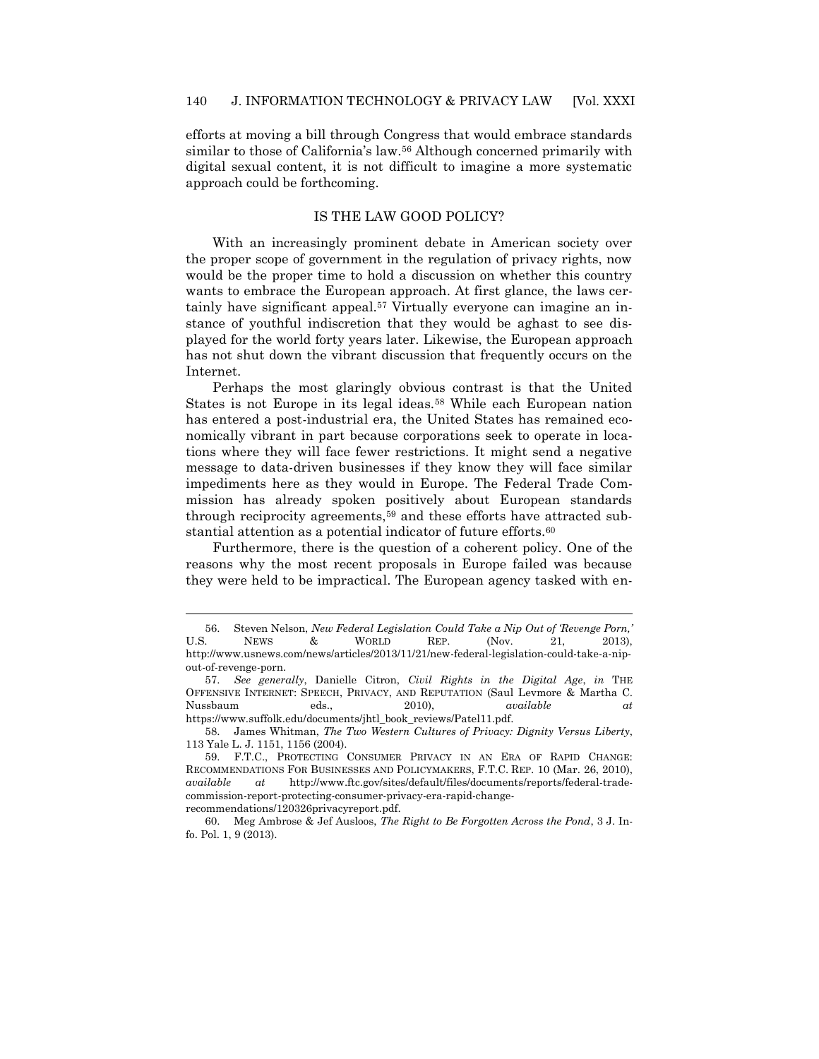efforts at moving a bill through Congress that would embrace standards similar to those of California's law.[56] Although concerned primarily with digital sexual content, it is not difficult to imagine a more systematic approach could be forthcoming.

## IS THE LAW GOOD POLICY?

With an increasingly prominent debate in American society over the proper scope of government in the regulation of privacy rights, now would be the proper time to hold a discussion on whether this country wants to embrace the European approach. At first glance, the laws certainly have significant appeal.[57] Virtually everyone can imagine an instance of youthful indiscretion that they would be aghast to see displayed for the world forty years later. Likewise, the European approach has not shut down the vibrant discussion that frequently occurs on the Internet.

Perhaps the most glaringly obvious contrast is that the United States is not Europe in its legal ideas.[58] While each European nation has entered a post-industrial era, the United States has remained economically vibrant in part because corporations seek to operate in locations where they will face fewer restrictions. It might send a negative message to data-driven businesses if they know they will face similar impediments here as they would in Europe. The Federal Trade Commission has already spoken positively about European standards through reciprocity agreements,[59] and these efforts have attracted substantial attention as a potential indicator of future efforts.[60]

Furthermore, there is the question of a coherent policy. One of the reasons why the most recent proposals in Europe failed was because they were held to be impractical. The European agency tasked with en-

---

56. Steven Nelson, *New Federal Legislation Could Take a Nip Out of 'Revenge Porn,'* U.S. NEWS & WORLD REP. (Nov. 21, 2013), http://www.usnews.com/news/articles/2013/11/21/new-federal-legislation-could-take-a-nip-out-of-revenge-porn.

57. *See generally*, Danielle Citron, *Civil Rights in the Digital Age*, *in* THE OFFENSIVE INTERNET: SPEECH, PRIVACY, AND REPUTATION (Saul Levmore & Martha C. Nussbaum eds., 2010), *available at* https://www.suffolk.edu/documents/jhtl_book_reviews/Patel11.pdf.

58. James Whitman, *The Two Western Cultures of Privacy: Dignity Versus Liberty*, 113 Yale L. J. 1151, 1156 (2004).

59. F.T.C., PROTECTING CONSUMER PRIVACY IN AN ERA OF RAPID CHANGE: RECOMMENDATIONS FOR BUSINESSES AND POLICYMAKERS, F.T.C. REP. 10 (Mar. 26, 2010), *available at* http://www.ftc.gov/sites/default/files/documents/reports/federal-trade-commission-report-protecting-consumer-privacy-era-rapid-change-recommendations/120326privacyreport.pdf.

60. Meg Ambrose & Jef Ausloos, *The Right to Be Forgotten Across the Pond*, 3 J. Info. Pol. 1, 9 (2013).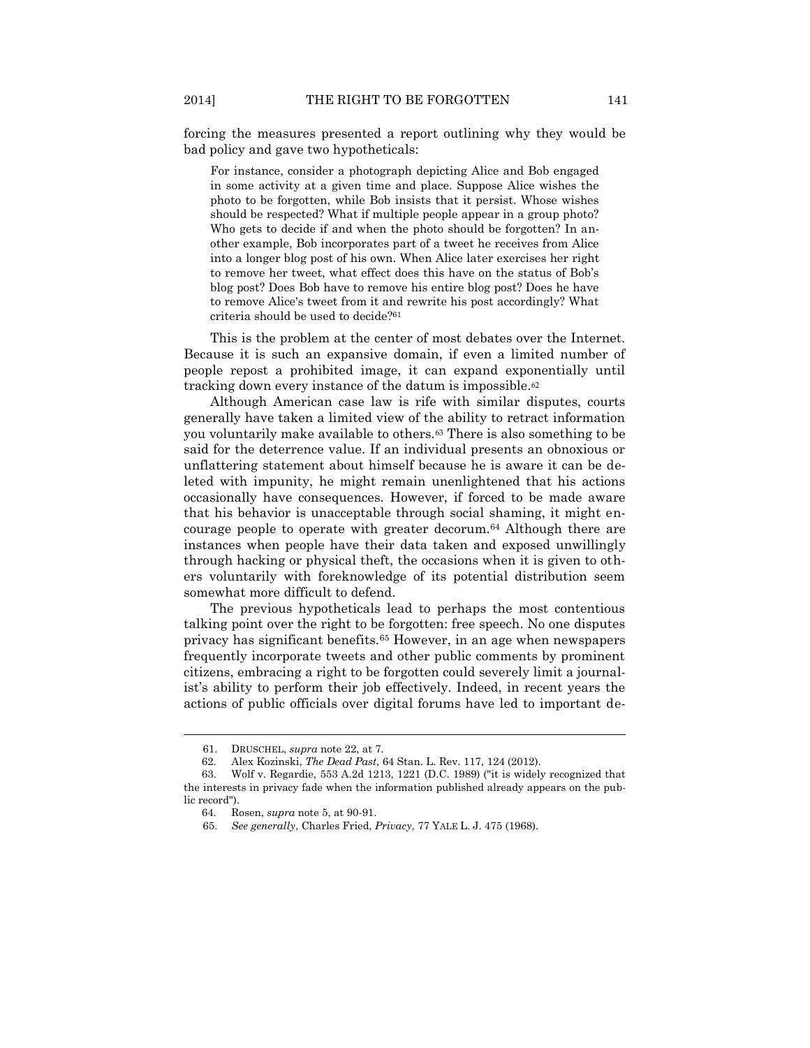forcing the measures presented a report outlining why they would be bad policy and gave two hypotheticals:

> For instance, consider a photograph depicting Alice and Bob engaged in some activity at a given time and place. Suppose Alice wishes the photo to be forgotten, while Bob insists that it persist. Whose wishes should be respected? What if multiple people appear in a group photo? Who gets to decide if and when the photo should be forgotten? In another example, Bob incorporates part of a tweet he receives from Alice into a longer blog post of his own. When Alice later exercises her right to remove her tweet, what effect does this have on the status of Bob's blog post? Does Bob have to remove his entire blog post? Does he have to remove Alice's tweet from it and rewrite his post accordingly? What criteria should be used to decide?[61]

This is the problem at the center of most debates over the Internet. Because it is such an expansive domain, if even a limited number of people repost a prohibited image, it can expand exponentially until tracking down every instance of the datum is impossible.[62]

Although American case law is rife with similar disputes, courts generally have taken a limited view of the ability to retract information you voluntarily make available to others.[63] There is also something to be said for the deterrence value. If an individual presents an obnoxious or unflattering statement about himself because he is aware it can be deleted with impunity, he might remain unenlightened that his actions occasionally have consequences. However, if forced to be made aware that his behavior is unacceptable through social shaming, it might encourage people to operate with greater decorum.[64] Although there are instances when people have their data taken and exposed unwillingly through hacking or physical theft, the occasions when it is given to others voluntarily with foreknowledge of its potential distribution seem somewhat more difficult to defend.

The previous hypotheticals lead to perhaps the most contentious talking point over the right to be forgotten: free speech. No one disputes privacy has significant benefits.[65] However, in an age when newspapers frequently incorporate tweets and other public comments by prominent citizens, embracing a right to be forgotten could severely limit a journalist's ability to perform their job effectively. Indeed, in recent years the actions of public officials over digital forums have led to important de-

---

61. DRUSCHEL, *supra* note 22, at 7.

62. Alex Kozinski, *The Dead Past*, 64 Stan. L. Rev. 117, 124 (2012).

63. Wolf v. Regardie, 553 A.2d 1213, 1221 (D.C. 1989) ("it is widely recognized that the interests in privacy fade when the information published already appears on the public record").

64. Rosen, *supra* note 5, at 90-91.

65. *See generally*, Charles Fried, *Privacy*, 77 YALE L. J. 475 (1968).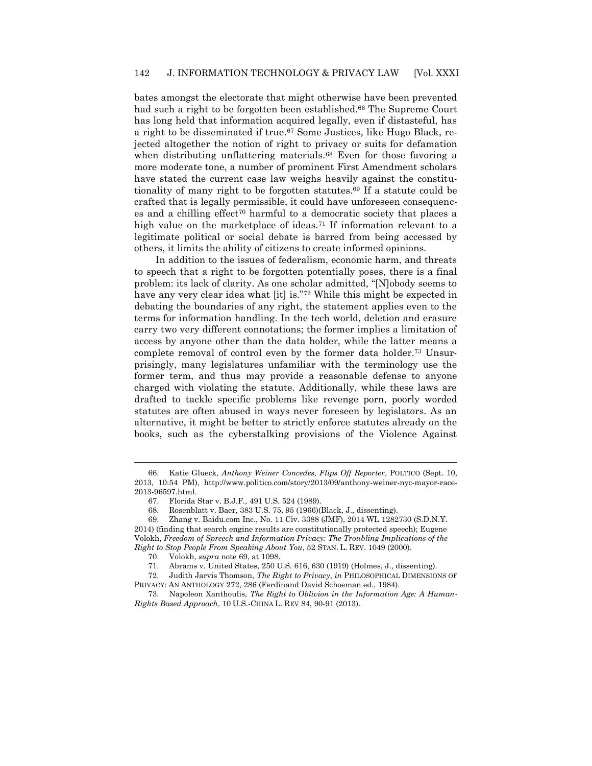bates amongst the electorate that might otherwise have been prevented had such a right to be forgotten been established.[66] The Supreme Court has long held that information acquired legally, even if distasteful, has a right to be disseminated if true.[67] Some Justices, like Hugo Black, rejected altogether the notion of right to privacy or suits for defamation when distributing unflattering materials.[68] Even for those favoring a more moderate tone, a number of prominent First Amendment scholars have stated the current case law weighs heavily against the constitutionality of many right to be forgotten statutes.[69] If a statute could be crafted that is legally permissible, it could have unforeseen consequences and a chilling effect[70] harmful to a democratic society that places a high value on the marketplace of ideas.[71] If information relevant to a legitimate political or social debate is barred from being accessed by others, it limits the ability of citizens to create informed opinions.

In addition to the issues of federalism, economic harm, and threats to speech that a right to be forgotten potentially poses, there is a final problem: its lack of clarity. As one scholar admitted, "[N]obody seems to have any very clear idea what [it] is."[72] While this might be expected in debating the boundaries of any right, the statement applies even to the terms for information handling. In the tech world, deletion and erasure carry two very different connotations; the former implies a limitation of access by anyone other than the data holder, while the latter means a complete removal of control even by the former data holder.[73] Unsurprisingly, many legislatures unfamiliar with the terminology use the former term, and thus may provide a reasonable defense to anyone charged with violating the statute. Additionally, while these laws are drafted to tackle specific problems like revenge porn, poorly worded statutes are often abused in ways never foreseen by legislators. As an alternative, it might be better to strictly enforce statutes already on the books, such as the cyberstalking provisions of the Violence Against

---

66. Katie Glueck, *Anthony Weiner Concedes, Flips Off Reporter*, POLTICO (Sept. 10, 2013, 10:54 PM), http://www.politico.com/story/2013/09/anthony-weiner-nyc-mayor-race-2013-96597.html.

67. Florida Star v. B.J.F., 491 U.S. 524 (1989).

68. Rosenblatt v. Baer, 383 U.S. 75, 95 (1966)(Black, J., dissenting).

69. Zhang v. Baidu.com Inc., No. 11 Civ. 3388 (JMF), 2014 WL 1282730 (S.D.N.Y. 2014) (finding that search engine results are constitutionally protected speech); Eugene Volokh, *Freedom of Spreech and Information Privacy: The Troubling Implications of the Right to Stop People From Speaking About You*, 52 STAN. L. REV. 1049 (2000).

70. Volokh, *supra* note 69, at 1098.

71. Abrams v. United States, 250 U.S. 616, 630 (1919) (Holmes, J., dissenting).

72. Judith Jarvis Thomson, *The Right to Privacy*, *in* PHILOSOPHICAL DIMENSIONS OF PRIVACY: AN ANTHOLOGY 272, 286 (Ferdinand David Schoeman ed., 1984).

73. Napoleon Xanthoulis, *The Right to Oblivion in the Information Age: A Human-Rights Based Approach*, 10 U.S.-CHINA L. REV 84, 90-91 (2013).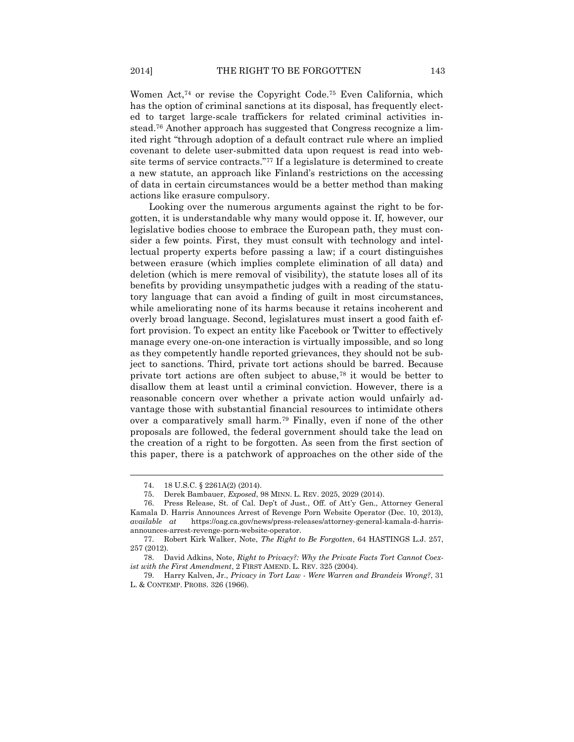Women Act,[74] or revise the Copyright Code.[75] Even California, which has the option of criminal sanctions at its disposal, has frequently elected to target large-scale traffickers for related criminal activities instead.[76] Another approach has suggested that Congress recognize a limited right "through adoption of a default contract rule where an implied covenant to delete user-submitted data upon request is read into website terms of service contracts."[77] If a legislature is determined to create a new statute, an approach like Finland's restrictions on the accessing of data in certain circumstances would be a better method than making actions like erasure compulsory.

Looking over the numerous arguments against the right to be forgotten, it is understandable why many would oppose it. If, however, our legislative bodies choose to embrace the European path, they must consider a few points. First, they must consult with technology and intellectual property experts before passing a law; if a court distinguishes between erasure (which implies complete elimination of all data) and deletion (which is mere removal of visibility), the statute loses all of its benefits by providing unsympathetic judges with a reading of the statutory language that can avoid a finding of guilt in most circumstances, while ameliorating none of its harms because it retains incoherent and overly broad language. Second, legislatures must insert a good faith effort provision. To expect an entity like Facebook or Twitter to effectively manage every one-on-one interaction is virtually impossible, and so long as they competently handle reported grievances, they should not be subject to sanctions. Third, private tort actions should be barred. Because private tort actions are often subject to abuse,[78] it would be better to disallow them at least until a criminal conviction. However, there is a reasonable concern over whether a private action would unfairly advantage those with substantial financial resources to intimidate others over a comparatively small harm.[79] Finally, even if none of the other proposals are followed, the federal government should take the lead on the creation of a right to be forgotten. As seen from the first section of this paper, there is a patchwork of approaches on the other side of the

---

74. 18 U.S.C. § 2261A(2) (2014).

75. Derek Bambauer, *Exposed*, 98 MINN. L. REV. 2025, 2029 (2014).

76. Press Release, St. of Cal. Dep't of Just., Off. of Att'y Gen., Attorney General Kamala D. Harris Announces Arrest of Revenge Porn Website Operator (Dec. 10, 2013), *available at* https://oag.ca.gov/news/press-releases/attorney-general-kamala-d-harris-announces-arrest-revenge-porn-website-operator.

77. Robert Kirk Walker, Note, *The Right to Be Forgotten*, 64 HASTINGS L.J. 257, 257 (2012).

78. David Adkins, Note*, Right to Privacy?: Why the Private Facts Tort Cannot Coexist with the First Amendment*, 2 FIRST AMEND. L. REV. 325 (2004).

79. Harry Kalven, Jr., *Privacy in Tort Law - Were Warren and Brandeis Wrong?*, 31 L. & CONTEMP. PROBS. 326 (1966).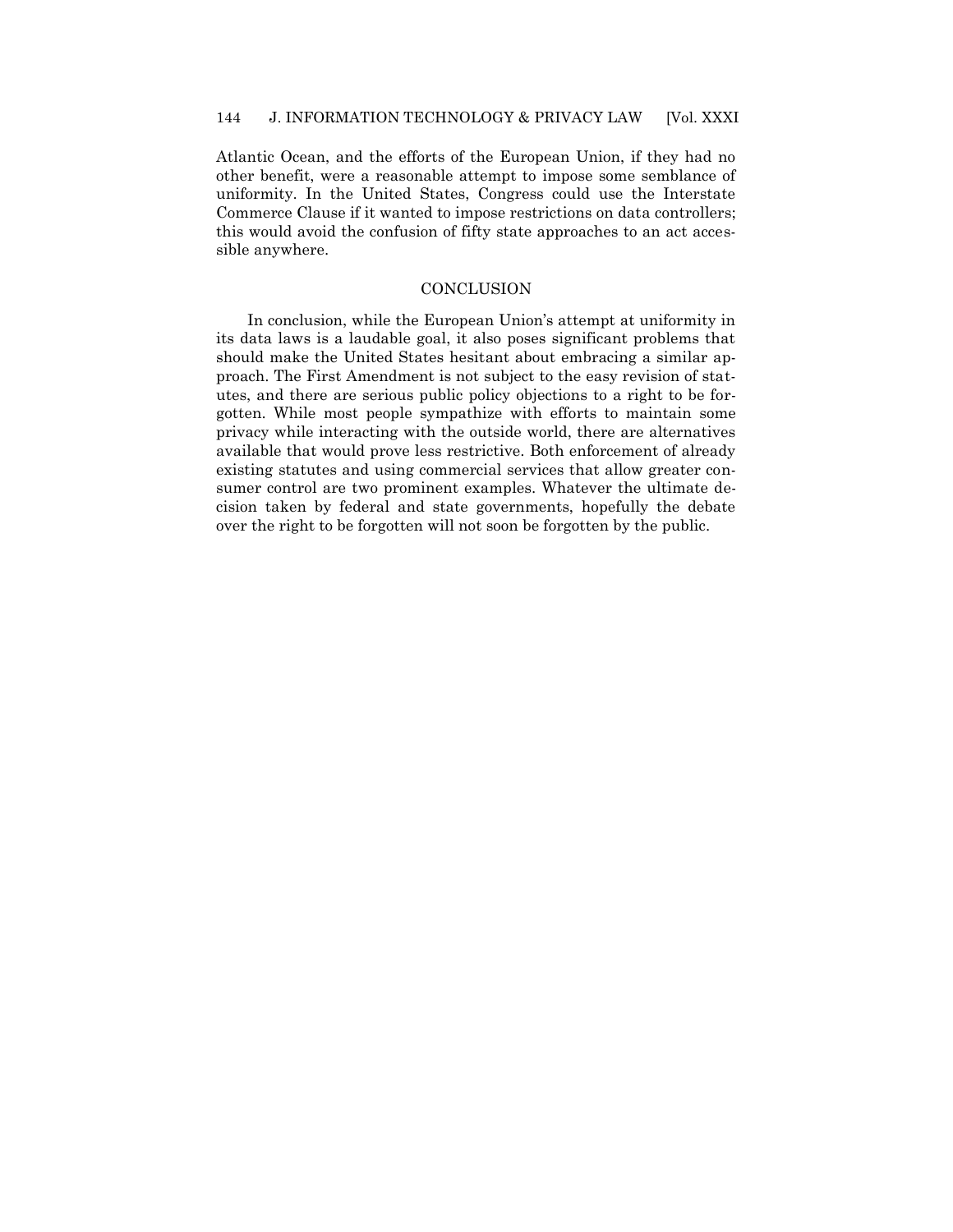Atlantic Ocean, and the efforts of the European Union, if they had no other benefit, were a reasonable attempt to impose some semblance of uniformity. In the United States, Congress could use the Interstate Commerce Clause if it wanted to impose restrictions on data controllers; this would avoid the confusion of fifty state approaches to an act accessible anywhere.

## CONCLUSION

In conclusion, while the European Union's attempt at uniformity in its data laws is a laudable goal, it also poses significant problems that should make the United States hesitant about embracing a similar approach. The First Amendment is not subject to the easy revision of statutes, and there are serious public policy objections to a right to be forgotten. While most people sympathize with efforts to maintain some privacy while interacting with the outside world, there are alternatives available that would prove less restrictive. Both enforcement of already existing statutes and using commercial services that allow greater consumer control are two prominent examples. Whatever the ultimate decision taken by federal and state governments, hopefully the debate over the right to be forgotten will not soon be forgotten by the public.